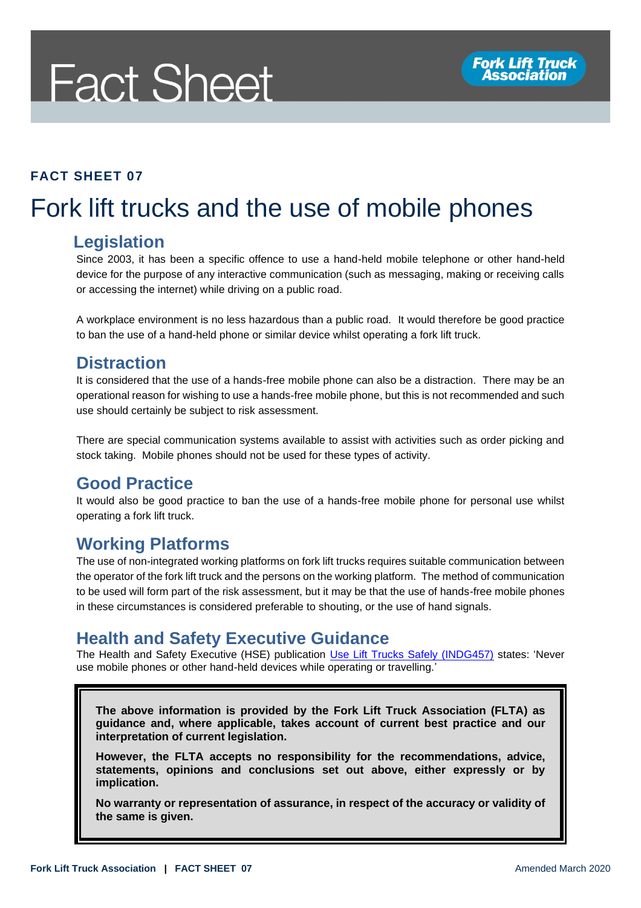# Fact Sheet

**FACT SHEET 07**

# Fork lift trucks and the use of mobile phones

## Legislation

Since 2003, it has been a specific offence to use a hand-held mobile telephone or other hand-held device for the purpose of any interactive communication (such as messaging, making or receiving calls or accessing the internet) while driving on a public road.

A workplace environment is no less hazardous than a public road. It would therefore be good practice to ban the use of a hand-held phone or similar device whilst operating a fork lift truck.

## Distraction

It is considered that the use of a hands-free mobile phone can also be a distraction. There may be an operational reason for wishing to use a hands-free mobile phone, but this is not recommended and such use should certainly be subject to risk assessment.

There are special communication systems available to assist with activities such as order picking and stock taking. Mobile phones should not be used for these types of activity.

## Good Practice

It would also be good practice to ban the use of a hands-free mobile phone for personal use whilst operating a fork lift truck.

## Working Platforms

The use of non-integrated working platforms on fork lift trucks requires suitable communication between the operator of the fork lift truck and the persons on the working platform. The method of communication to be used will form part of the risk assessment, but it may be that the use of hands-free mobile phones in these circumstances is considered preferable to shouting, or the use of hand signals.

## Health and Safety Executive Guidance

The Health and Safety Executive (HSE) publication Use Lift Trucks Safely (INDG457) states: 'Never use mobile phones or other hand-held devices while operating or travelling.'

**The above information is provided by the Fork Lift Truck Association (FLTA) as guidance and, where applicable, takes account of current best practice and our interpretation of current legislation.**

**However, the FLTA accepts no responsibility for the recommendations, advice, statements, opinions and conclusions set out above, either expressly or by implication.**

**No warranty or representation of assurance, in respect of the accuracy or validity of the same is given.**

Amended March 2020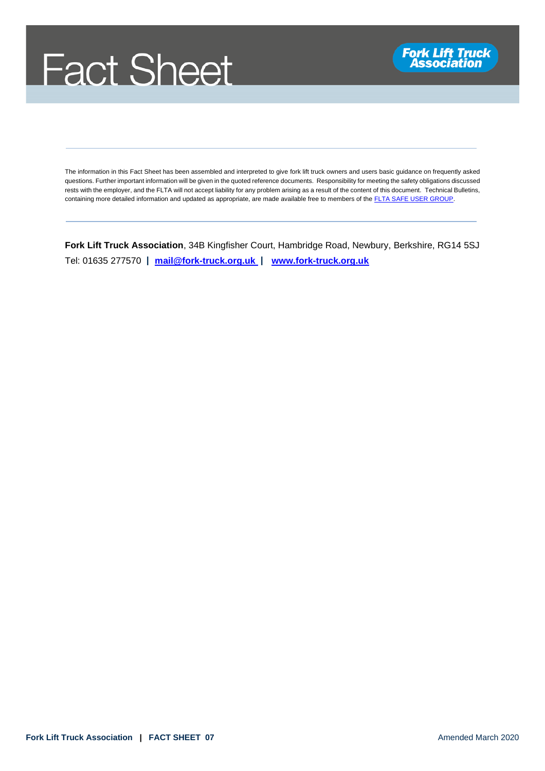# Fact Sheet

The information in this Fact Sheet has been assembled and interpreted to give fork lift truck owners and users basic guidance on frequently asked questions. Further important information will be given in the quoted reference documents. Responsibility for meeting the safety obligations discussed rests with the employer, and the FLTA will not accept liability for any problem arising as a result of the content of this document. Technical Bulletins, containing more detailed information and updated as appropriate, are made available free to members of the FLTA SAFE USER GROUP.

---

**Fork Lift Truck Association**, 34B Kingfisher Court, Hambridge Road, Newbury, Berkshire, RG14 5SJ
Tel: 01635 277570 | **mail@fork-truck.org.uk** | **www.fork-truck.org.uk**